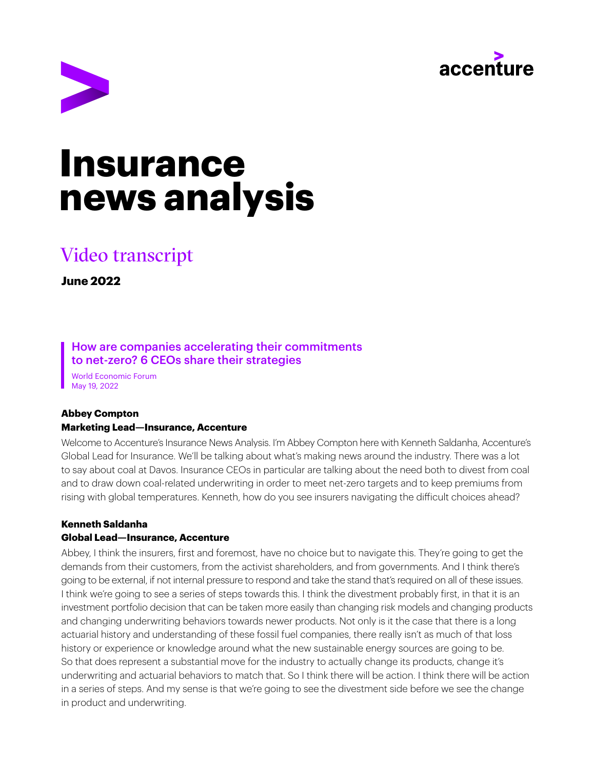# Insurance news analysis

## Video transcript

**June 2022**

### How are companies accelerating their commitments to net-zero? 6 CEOs share their strategies

World Economic Forum
May 19, 2022

**Abbey Compton**
**Marketing Lead—Insurance, Accenture**

Welcome to Accenture's Insurance News Analysis. I'm Abbey Compton here with Kenneth Saldanha, Accenture's Global Lead for Insurance. We'll be talking about what's making news around the industry. There was a lot to say about coal at Davos. Insurance CEOs in particular are talking about the need both to divest from coal and to draw down coal-related underwriting in order to meet net-zero targets and to keep premiums from rising with global temperatures. Kenneth, how do you see insurers navigating the difficult choices ahead?

**Kenneth Saldanha**
**Global Lead—Insurance, Accenture**

Abbey, I think the insurers, first and foremost, have no choice but to navigate this. They're going to get the demands from their customers, from the activist shareholders, and from governments. And I think there's going to be external, if not internal pressure to respond and take the stand that's required on all of these issues. I think we're going to see a series of steps towards this. I think the divestment probably first, in that it is an investment portfolio decision that can be taken more easily than changing risk models and changing products and changing underwriting behaviors towards newer products. Not only is it the case that there is a long actuarial history and understanding of these fossil fuel companies, there really isn't as much of that loss history or experience or knowledge around what the new sustainable energy sources are going to be. So that does represent a substantial move for the industry to actually change its products, change it's underwriting and actuarial behaviors to match that. So I think there will be action. I think there will be action in a series of steps. And my sense is that we're going to see the divestment side before we see the change in product and underwriting.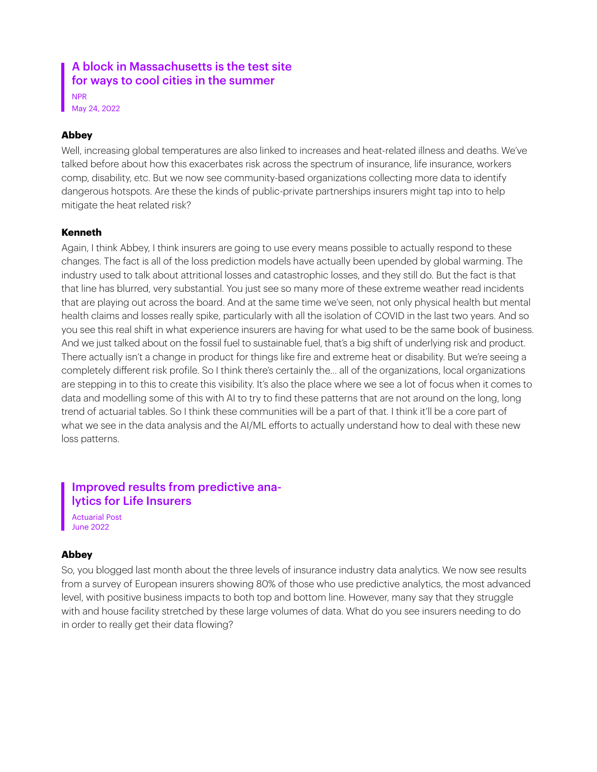> ### A block in Massachusetts is the test site for ways to cool cities in the summer
> NPR
> May 24, 2022

**Abbey**

Well, increasing global temperatures are also linked to increases and heat-related illness and deaths. We've talked before about how this exacerbates risk across the spectrum of insurance, life insurance, workers comp, disability, etc. But we now see community-based organizations collecting more data to identify dangerous hotspots. Are these the kinds of public-private partnerships insurers might tap into to help mitigate the heat related risk?

**Kenneth**

Again, I think Abbey, I think insurers are going to use every means possible to actually respond to these changes. The fact is all of the loss prediction models have actually been upended by global warming. The industry used to talk about attritional losses and catastrophic losses, and they still do. But the fact is that that line has blurred, very substantial. You just see so many more of these extreme weather read incidents that are playing out across the board. And at the same time we've seen, not only physical health but mental health claims and losses really spike, particularly with all the isolation of COVID in the last two years. And so you see this real shift in what experience insurers are having for what used to be the same book of business. And we just talked about on the fossil fuel to sustainable fuel, that's a big shift of underlying risk and product. There actually isn't a change in product for things like fire and extreme heat or disability. But we're seeing a completely different risk profile. So I think there's certainly the… all of the organizations, local organizations are stepping in to this to create this visibility. It's also the place where we see a lot of focus when it comes to data and modelling some of this with AI to try to find these patterns that are not around on the long, long trend of actuarial tables. So I think these communities will be a part of that. I think it'll be a core part of what we see in the data analysis and the AI/ML efforts to actually understand how to deal with these new loss patterns.

> ### Improved results from predictive analytics for Life Insurers
> Actuarial Post
> June 2022

**Abbey**

So, you blogged last month about the three levels of insurance industry data analytics. We now see results from a survey of European insurers showing 80% of those who use predictive analytics, the most advanced level, with positive business impacts to both top and bottom line. However, many say that they struggle with and house facility stretched by these large volumes of data. What do you see insurers needing to do in order to really get their data flowing?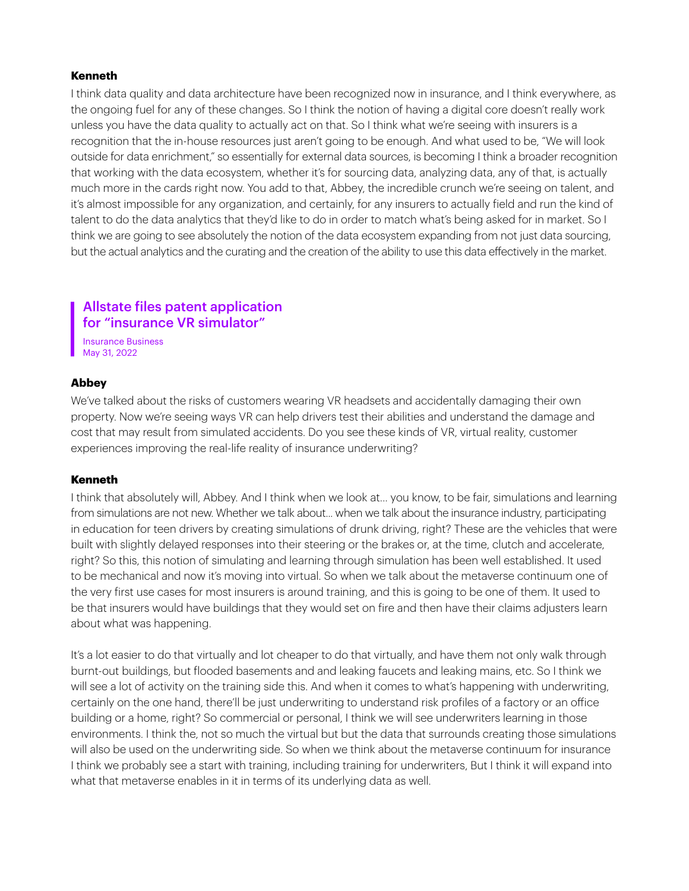**Kenneth**

I think data quality and data architecture have been recognized now in insurance, and I think everywhere, as the ongoing fuel for any of these changes. So I think the notion of having a digital core doesn't really work unless you have the data quality to actually act on that. So I think what we're seeing with insurers is a recognition that the in-house resources just aren't going to be enough. And what used to be, "We will look outside for data enrichment," so essentially for external data sources, is becoming I think a broader recognition that working with the data ecosystem, whether it's for sourcing data, analyzing data, any of that, is actually much more in the cards right now. You add to that, Abbey, the incredible crunch we're seeing on talent, and it's almost impossible for any organization, and certainly, for any insurers to actually field and run the kind of talent to do the data analytics that they'd like to do in order to match what's being asked for in market. So I think we are going to see absolutely the notion of the data ecosystem expanding from not just data sourcing, but the actual analytics and the curating and the creation of the ability to use this data effectively in the market.

## Allstate files patent application for "insurance VR simulator"

Insurance Business
May 31, 2022

**Abbey**

We've talked about the risks of customers wearing VR headsets and accidentally damaging their own property. Now we're seeing ways VR can help drivers test their abilities and understand the damage and cost that may result from simulated accidents. Do you see these kinds of VR, virtual reality, customer experiences improving the real-life reality of insurance underwriting?

**Kenneth**

I think that absolutely will, Abbey. And I think when we look at… you know, to be fair, simulations and learning from simulations are not new. Whether we talk about… when we talk about the insurance industry, participating in education for teen drivers by creating simulations of drunk driving, right? These are the vehicles that were built with slightly delayed responses into their steering or the brakes or, at the time, clutch and accelerate, right? So this, this notion of simulating and learning through simulation has been well established. It used to be mechanical and now it's moving into virtual. So when we talk about the metaverse continuum one of the very first use cases for most insurers is around training, and this is going to be one of them. It used to be that insurers would have buildings that they would set on fire and then have their claims adjusters learn about what was happening.

It's a lot easier to do that virtually and lot cheaper to do that virtually, and have them not only walk through burnt-out buildings, but flooded basements and and leaking faucets and leaking mains, etc. So I think we will see a lot of activity on the training side this. And when it comes to what's happening with underwriting, certainly on the one hand, there'll be just underwriting to understand risk profiles of a factory or an office building or a home, right? So commercial or personal, I think we will see underwriters learning in those environments. I think the, not so much the virtual but but the data that surrounds creating those simulations will also be used on the underwriting side. So when we think about the metaverse continuum for insurance I think we probably see a start with training, including training for underwriters, But I think it will expand into what that metaverse enables in it in terms of its underlying data as well.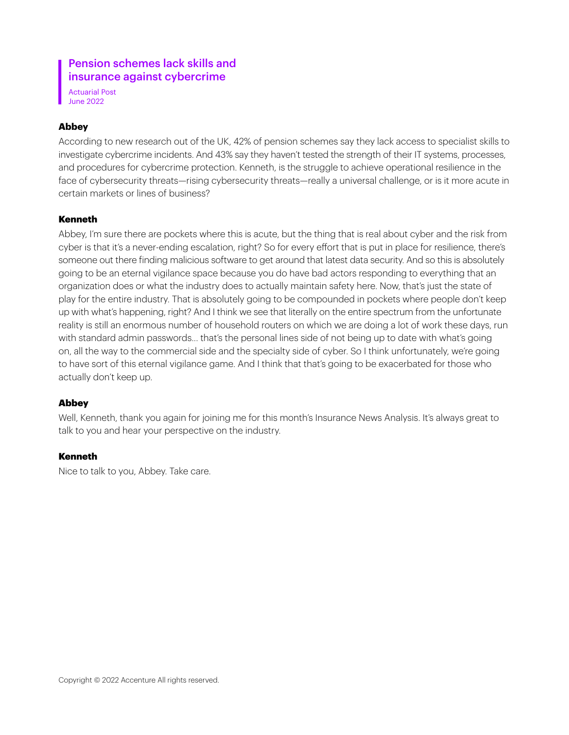## Pension schemes lack skills and insurance against cybercrime

Actuarial Post
June 2022

**Abbey**

According to new research out of the UK, 42% of pension schemes say they lack access to specialist skills to investigate cybercrime incidents. And 43% say they haven't tested the strength of their IT systems, processes, and procedures for cybercrime protection. Kenneth, is the struggle to achieve operational resilience in the face of cybersecurity threats—rising cybersecurity threats—really a universal challenge, or is it more acute in certain markets or lines of business?

**Kenneth**

Abbey, I'm sure there are pockets where this is acute, but the thing that is real about cyber and the risk from cyber is that it's a never-ending escalation, right? So for every effort that is put in place for resilience, there's someone out there finding malicious software to get around that latest data security. And so this is absolutely going to be an eternal vigilance space because you do have bad actors responding to everything that an organization does or what the industry does to actually maintain safety here. Now, that's just the state of play for the entire industry. That is absolutely going to be compounded in pockets where people don't keep up with what's happening, right? And I think we see that literally on the entire spectrum from the unfortunate reality is still an enormous number of household routers on which we are doing a lot of work these days, run with standard admin passwords… that's the personal lines side of not being up to date with what's going on, all the way to the commercial side and the specialty side of cyber. So I think unfortunately, we're going to have sort of this eternal vigilance game. And I think that that's going to be exacerbated for those who actually don't keep up.

**Abbey**

Well, Kenneth, thank you again for joining me for this month's Insurance News Analysis. It's always great to talk to you and hear your perspective on the industry.

**Kenneth**

Nice to talk to you, Abbey. Take care.

Copyright © 2022 Accenture All rights reserved.